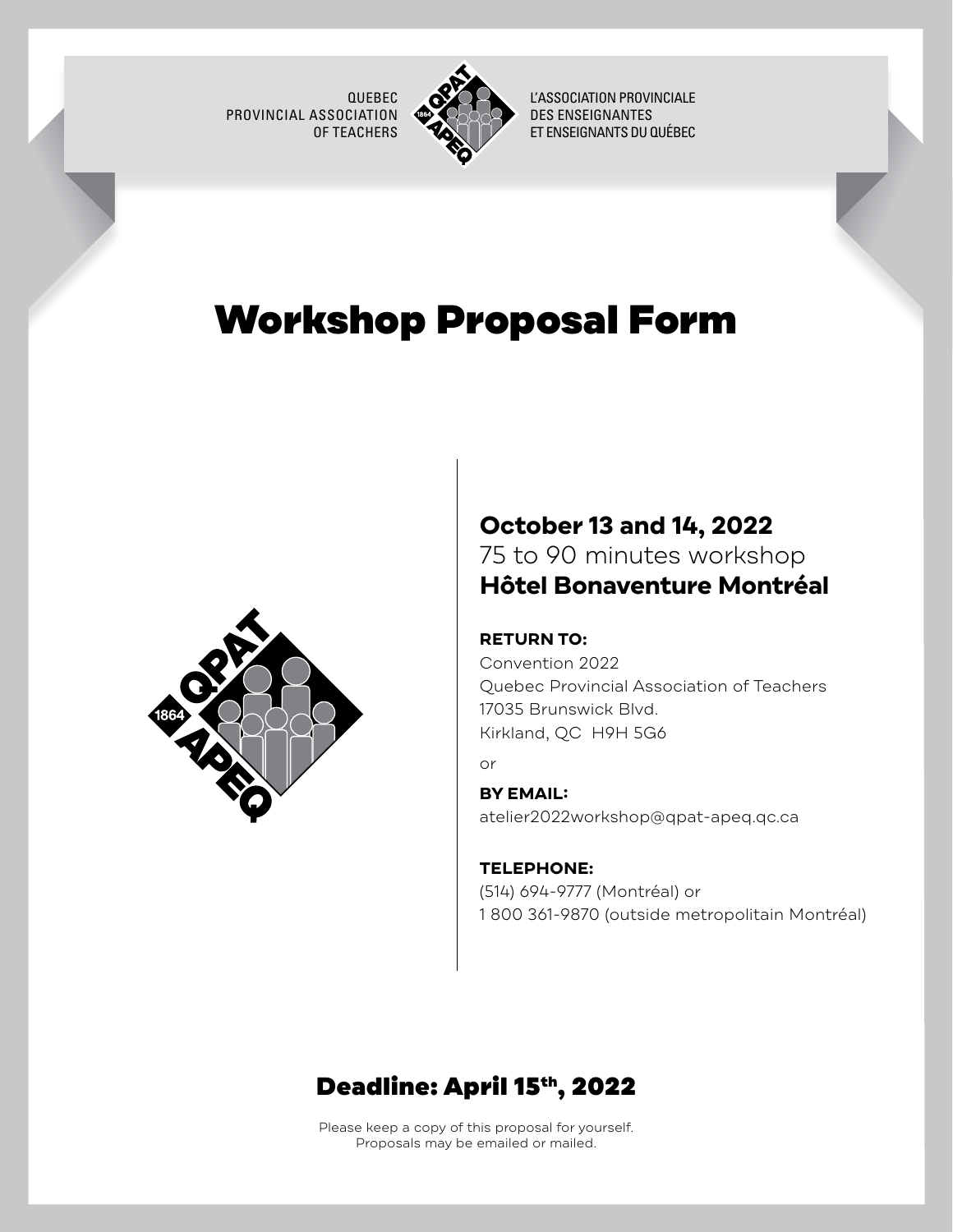QUEBEC PROVINCIAL ASSOCIATION OF TEACHERS

L'ASSOCIATION PROVINCIALE DES ENSEIGNANTES ET ENSEIGNANTS DU QUÉBEC

# Workshop Proposal Form

## October 13 and 14, 2022

75 to 90 minutes workshop

**Hôtel Bonaventure Montréal**

**RETURN TO:**

Convention 2022
Quebec Provincial Association of Teachers
17035 Brunswick Blvd.
Kirkland, QC  H9H 5G6

or

**BY EMAIL:**

atelier2022workshop@qpat-apeq.qc.ca

**TELEPHONE:**

(514) 694-9777 (Montréal) or
1 800 361-9870 (outside metropolitain Montréal)

## Deadline: April 15th, 2022

Please keep a copy of this proposal for yourself.
Proposals may be emailed or mailed.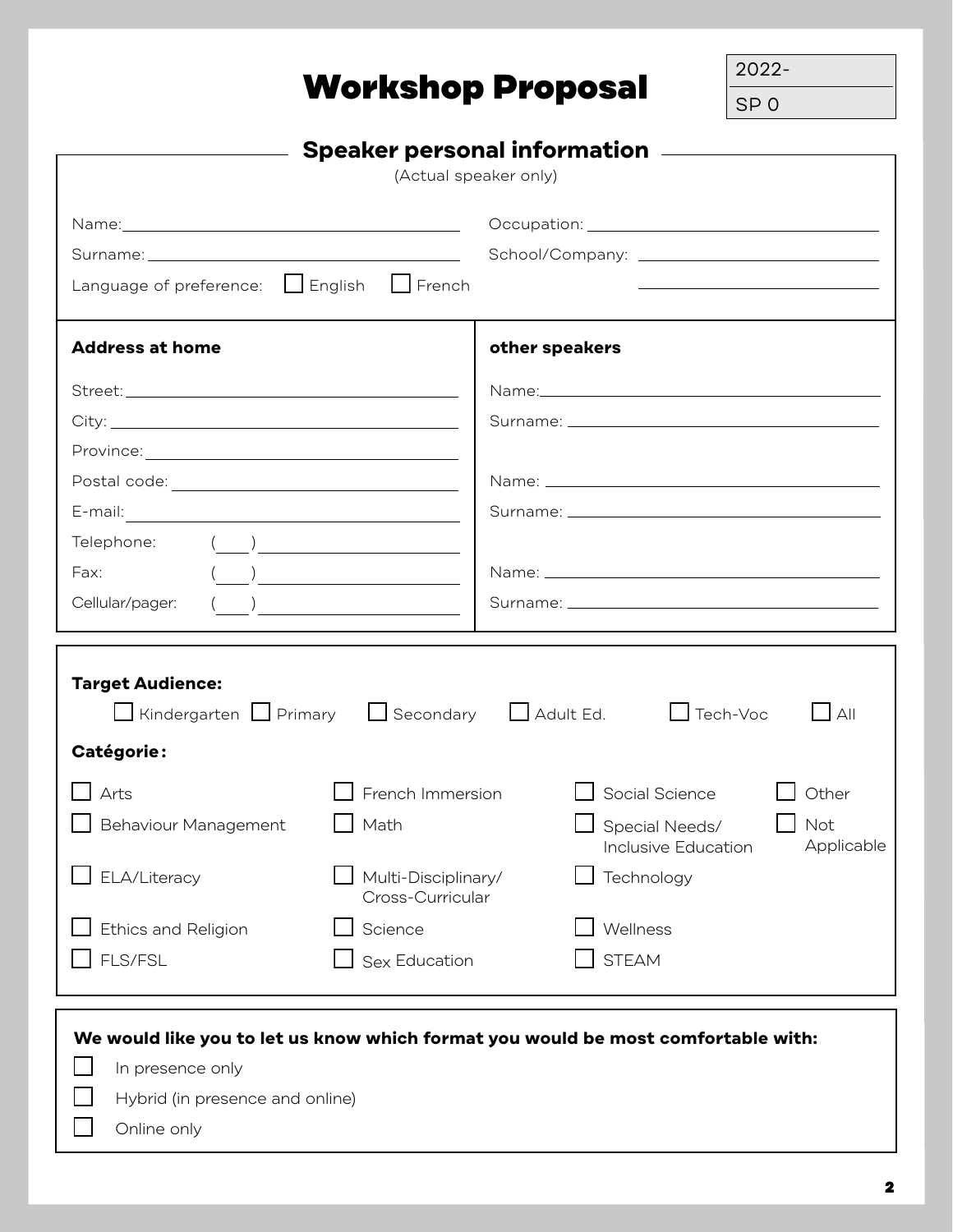# Workshop Proposal

| 2022- |
|---|
| SP 0 |

## Speaker personal information

(Actual speaker only)

Name: ____________________

Surname: ____________________

Language of preference: ☐ English ☐ French

Occupation: ____________________

School/Company: ____________________

____________________

### Address at home

Street: ____________________

City: ____________________

Province: ____________________

Postal code: ____________________

E-mail: ____________________

Telephone: (___) ____________________

Fax: (___) ____________________

Cellular/pager: (___) ____________________

### other speakers

Name: ____________________

Surname: ____________________

Name: ____________________

Surname: ____________________

Name: ____________________

Surname: ____________________

**Target Audience:**

☐ Kindergarten ☐ Primary ☐ Secondary ☐ Adult Ed. ☐ Tech-Voc ☐ All

**Catégorie :**

☐ Arts

☐ Behaviour Management

☐ ELA/Literacy

☐ Ethics and Religion

☐ FLS/FSL

☐ French Immersion

☐ Math

☐ Multi-Disciplinary/ Cross-Curricular

☐ Science

☐ Sex Education

☐ Social Science

☐ Special Needs/ Inclusive Education

☐ Technology

☐ Wellness

☐ STEAM

☐ Other

☐ Not Applicable

**We would like you to let us know which format you would be most comfortable with:**

☐ In presence only

☐ Hybrid (in presence and online)

☐ Online only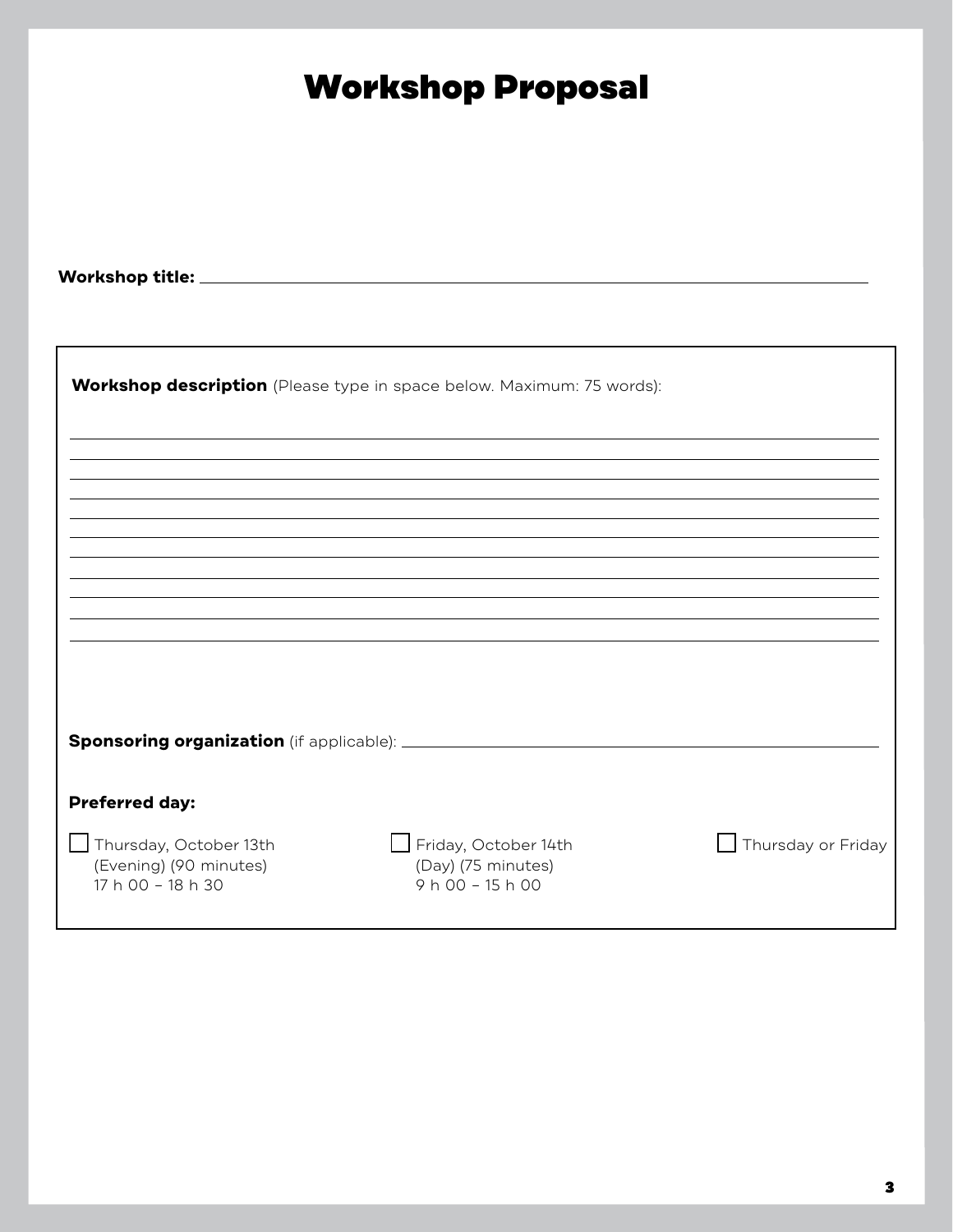# Workshop Proposal

**Workshop title:** ____________________________________________

**Workshop description** (Please type in space below. Maximum: 75 words):

____________________________________________

____________________________________________

____________________________________________

____________________________________________

____________________________________________

____________________________________________

____________________________________________

____________________________________________

____________________________________________

____________________________________________

____________________________________________

**Sponsoring organization** (if applicable): ____________________________________________

**Preferred day:**

- [ ] Thursday, October 13th (Evening) (90 minutes) 17 h 00 – 18 h 30
- [ ] Friday, October 14th (Day) (75 minutes) 9 h 00 – 15 h 00
- [ ] Thursday or Friday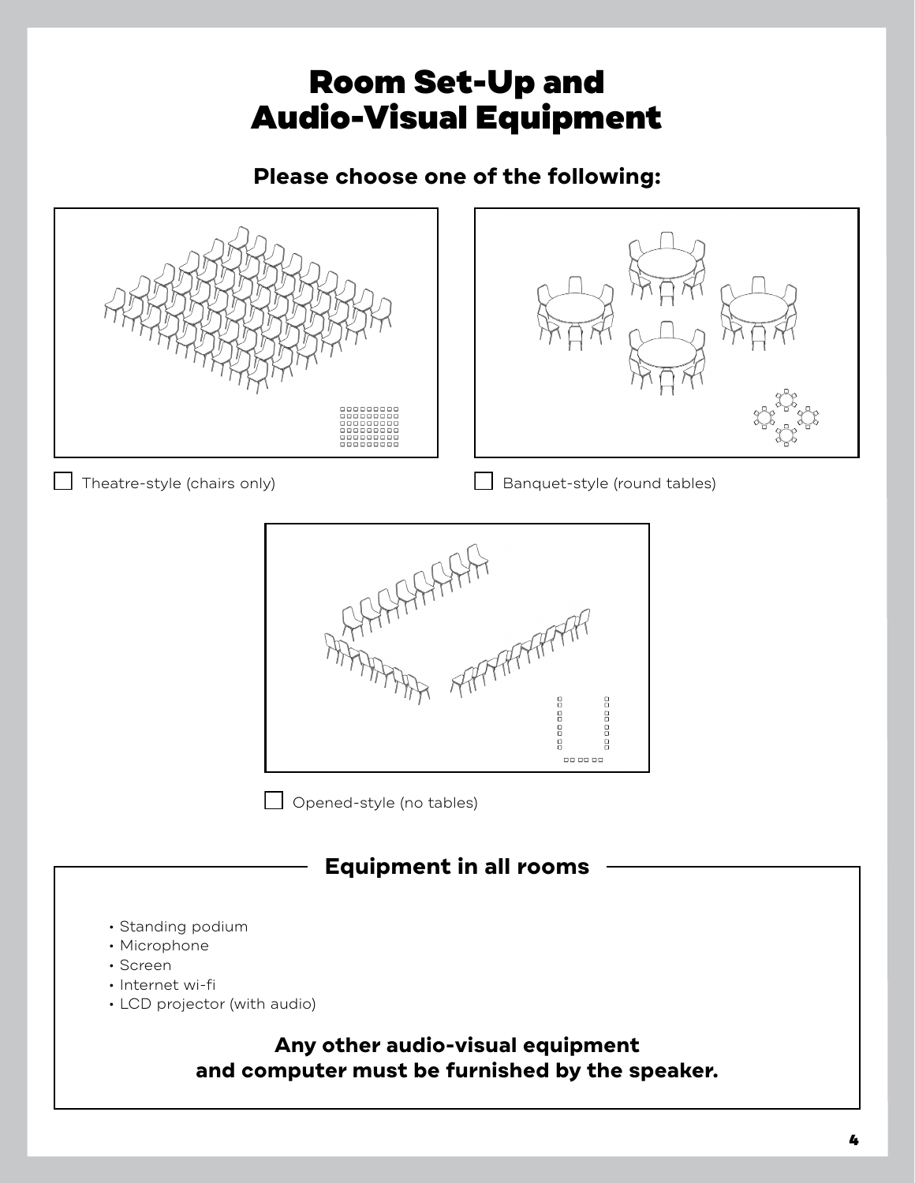# Room Set-Up and Audio-Visual Equipment

## Please choose one of the following:

☐ Theatre-style (chairs only)

☐ Banquet-style (round tables)

☐ Opened-style (no tables)

## Equipment in all rooms

- Standing podium
- Microphone
- Screen
- Internet wi-fi
- LCD projector (with audio)

**Any other audio-visual equipment and computer must be furnished by the speaker.**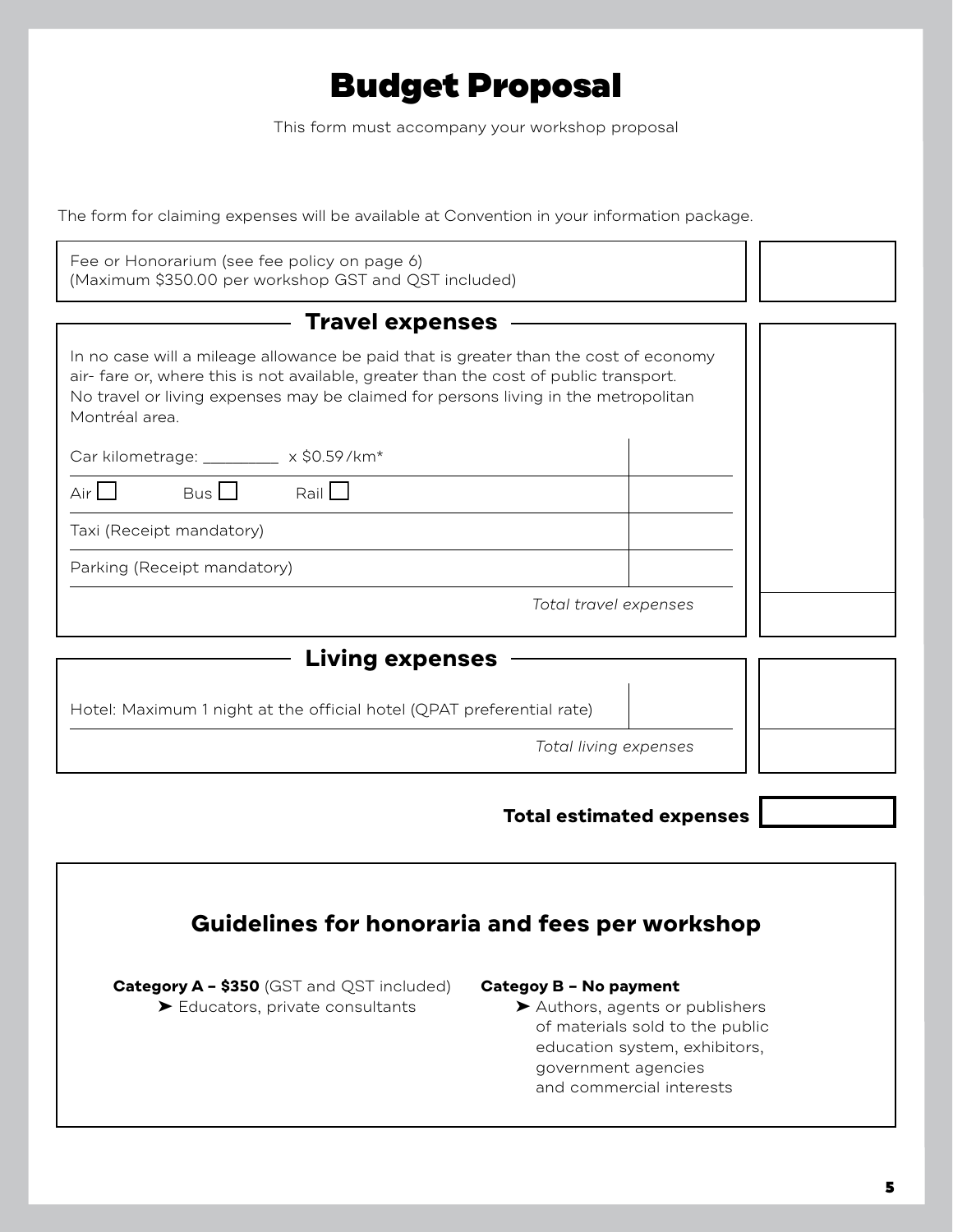# Budget Proposal

This form must accompany your workshop proposal

The form for claiming expenses will be available at Convention in your information package.

| Fee or Honorarium (see fee policy on page 6)<br>(Maximum $350.00 per workshop GST and QST included) | |
|---|---|

## Travel expenses

In no case will a mileage allowance be paid that is greater than the cost of economy air- fare or, where this is not available, greater than the cost of public transport. No travel or living expenses may be claimed for persons living in the metropolitan Montréal area.

| Item | Amount |
|---|---|
| Car kilometrage: _________ x $0.59/km* | |
| Air ☐ Bus ☐ Rail ☐ | |
| Taxi (Receipt mandatory) | |
| Parking (Receipt mandatory) | |
| *Total travel expenses* | |

## Living expenses

| Item | Amount |
|---|---|
| Hotel: Maximum 1 night at the official hotel (QPAT preferential rate) | |
| *Total living expenses* | |

**Total estimated expenses** ____________

## Guidelines for honoraria and fees per workshop

**Category A – $350** (GST and QST included)

- Educators, private consultants

**Categoy B – No payment**

- Authors, agents or publishers of materials sold to the public education system, exhibitors, government agencies and commercial interests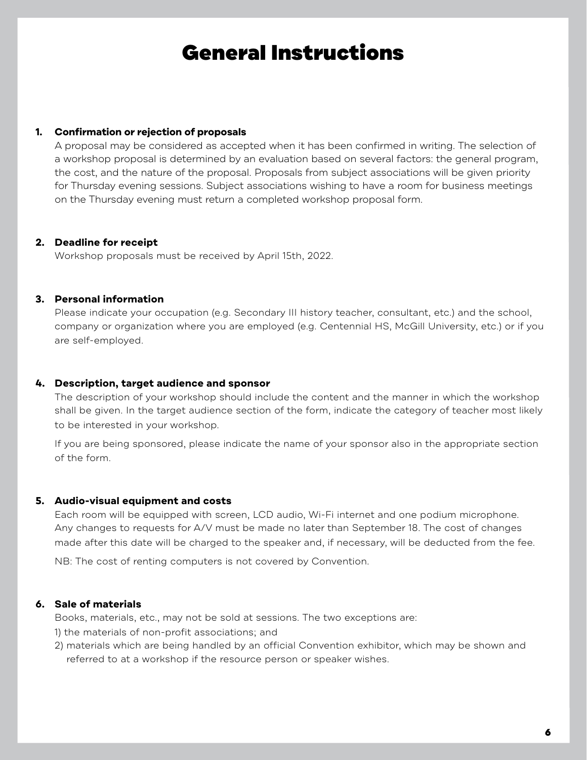# General Instructions

**1. Confirmation or rejection of proposals**

A proposal may be considered as accepted when it has been confirmed in writing. The selection of a workshop proposal is determined by an evaluation based on several factors: the general program, the cost, and the nature of the proposal. Proposals from subject associations will be given priority for Thursday evening sessions. Subject associations wishing to have a room for business meetings on the Thursday evening must return a completed workshop proposal form.

**2. Deadline for receipt**

Workshop proposals must be received by April 15th, 2022.

**3. Personal information**

Please indicate your occupation (e.g. Secondary III history teacher, consultant, etc.) and the school, company or organization where you are employed (e.g. Centennial HS, McGill University, etc.) or if you are self-employed.

**4. Description, target audience and sponsor**

The description of your workshop should include the content and the manner in which the workshop shall be given. In the target audience section of the form, indicate the category of teacher most likely to be interested in your workshop.

If you are being sponsored, please indicate the name of your sponsor also in the appropriate section of the form.

**5. Audio-visual equipment and costs**

Each room will be equipped with screen, LCD audio, Wi-Fi internet and one podium microphone. Any changes to requests for A/V must be made no later than September 18. The cost of changes made after this date will be charged to the speaker and, if necessary, will be deducted from the fee.

NB: The cost of renting computers is not covered by Convention.

**6. Sale of materials**

Books, materials, etc., may not be sold at sessions. The two exceptions are:

1) the materials of non-profit associations; and
2) materials which are being handled by an official Convention exhibitor, which may be shown and referred to at a workshop if the resource person or speaker wishes.